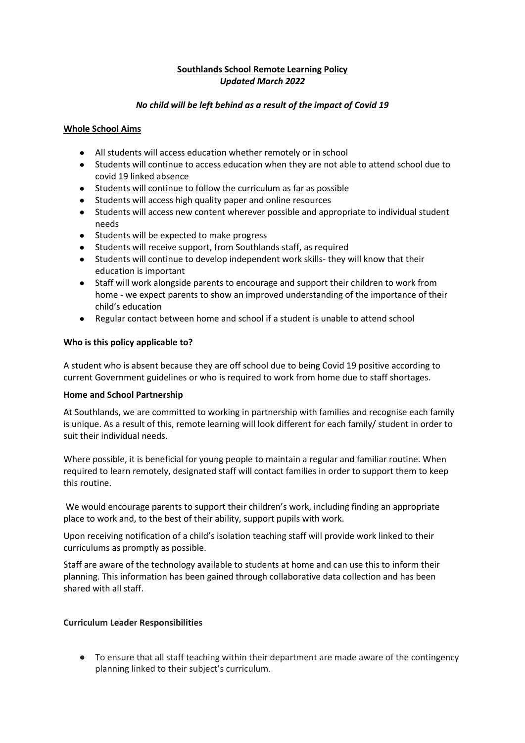# **Southlands School Remote Learning Policy**

***Updated March 2022***

***No child will be left behind as a result of the impact of Covid 19***

## Whole School Aims

- All students will access education whether remotely or in school
- Students will continue to access education when they are not able to attend school due to covid 19 linked absence
- Students will continue to follow the curriculum as far as possible
- Students will access high quality paper and online resources
- Students will access new content wherever possible and appropriate to individual student needs
- Students will be expected to make progress
- Students will receive support, from Southlands staff, as required
- Students will continue to develop independent work skills- they will know that their education is important
- Staff will work alongside parents to encourage and support their children to work from home - we expect parents to show an improved understanding of the importance of their child's education
- Regular contact between home and school if a student is unable to attend school

## Who is this policy applicable to?

A student who is absent because they are off school due to being Covid 19 positive according to current Government guidelines or who is required to work from home due to staff shortages.

## Home and School Partnership

At Southlands, we are committed to working in partnership with families and recognise each family is unique. As a result of this, remote learning will look different for each family/ student in order to suit their individual needs.

Where possible, it is beneficial for young people to maintain a regular and familiar routine. When required to learn remotely, designated staff will contact families in order to support them to keep this routine.

We would encourage parents to support their children's work, including finding an appropriate place to work and, to the best of their ability, support pupils with work.

Upon receiving notification of a child's isolation teaching staff will provide work linked to their curriculums as promptly as possible.

Staff are aware of the technology available to students at home and can use this to inform their planning. This information has been gained through collaborative data collection and has been shared with all staff.

## Curriculum Leader Responsibilities

- To ensure that all staff teaching within their department are made aware of the contingency planning linked to their subject's curriculum.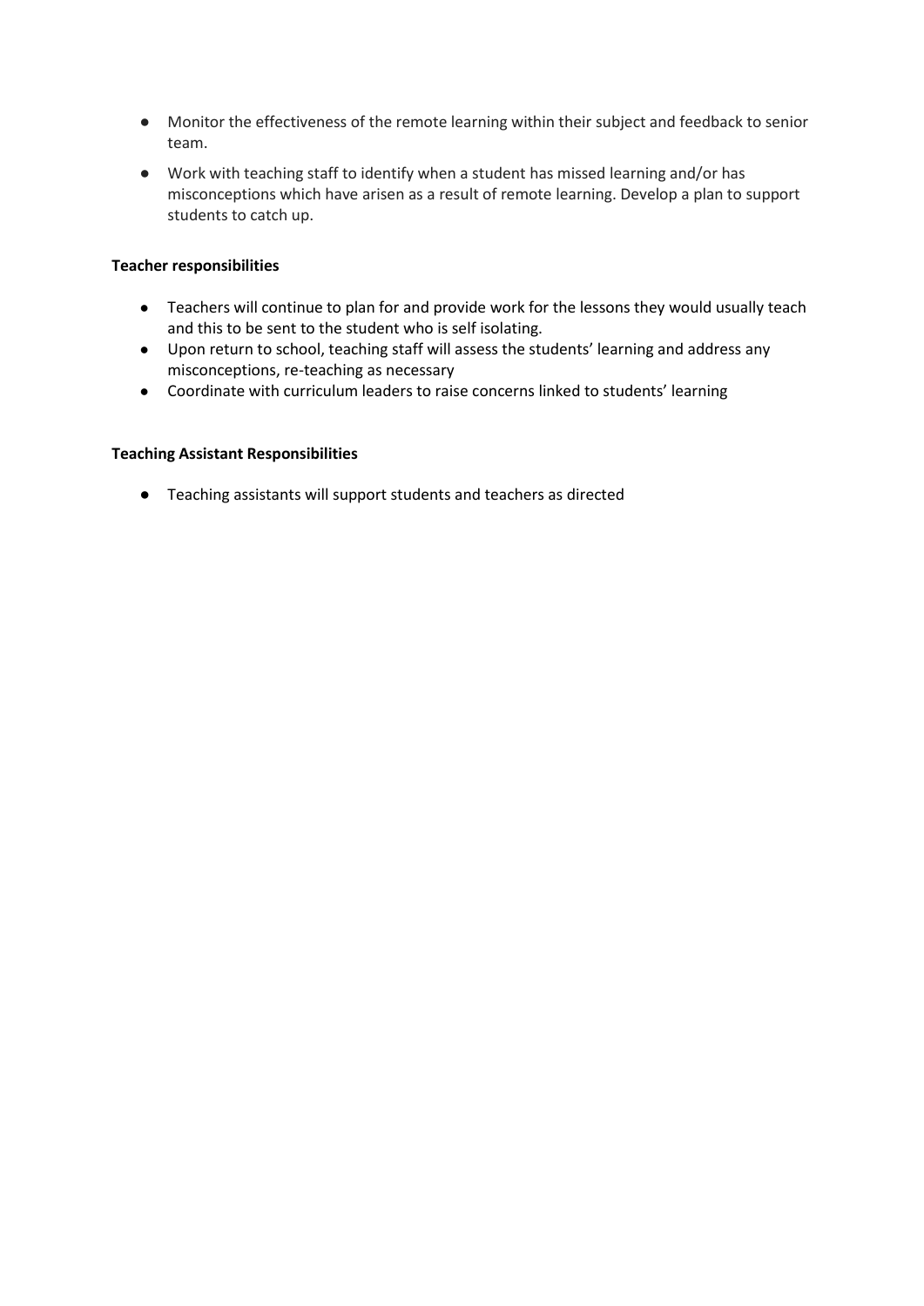- Monitor the effectiveness of the remote learning within their subject and feedback to senior team.
- Work with teaching staff to identify when a student has missed learning and/or has misconceptions which have arisen as a result of remote learning. Develop a plan to support students to catch up.

**Teacher responsibilities**

- Teachers will continue to plan for and provide work for the lessons they would usually teach and this to be sent to the student who is self isolating.
- Upon return to school, teaching staff will assess the students' learning and address any misconceptions, re-teaching as necessary
- Coordinate with curriculum leaders to raise concerns linked to students' learning

**Teaching Assistant Responsibilities**

- Teaching assistants will support students and teachers as directed